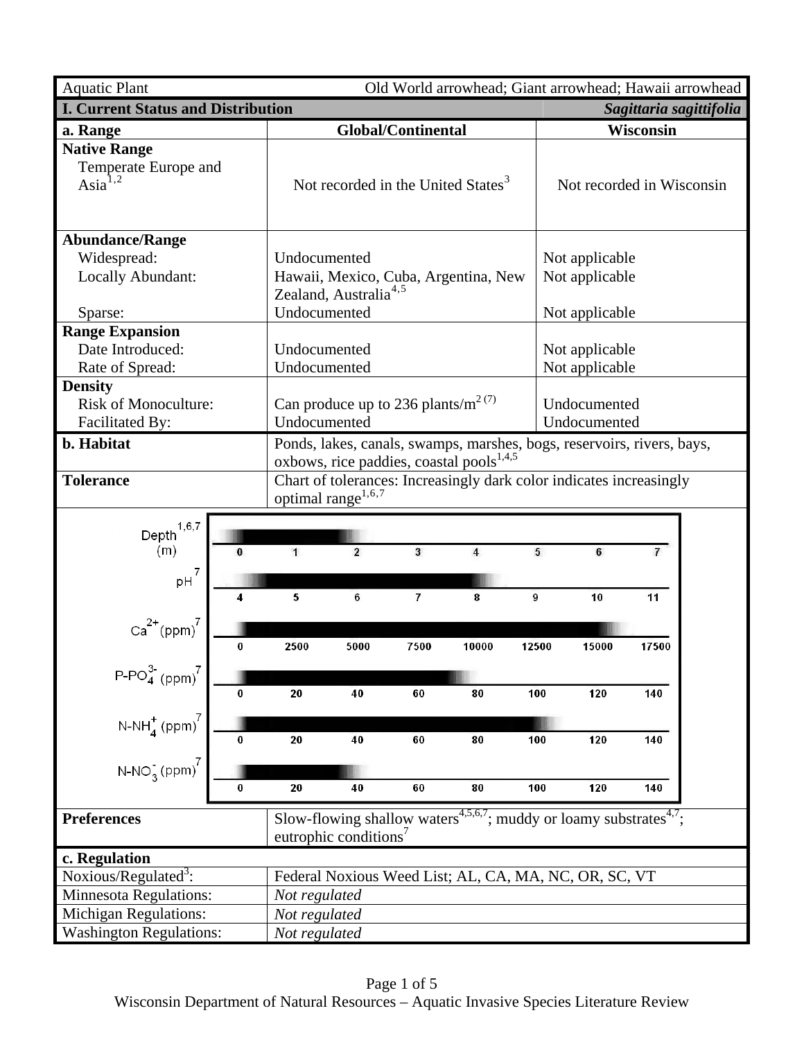| Aquatic Plant | Old World arrowhead; Giant arrowhead; Hawaii arrowhead | |
|---|---|---|
| **I. Current Status and Distribution** | | ***Sagittaria sagittifolia*** |
| **a. Range** | **Global/Continental** | **Wisconsin** |
| **Native Range**<br>Temperate Europe and Asia[1,2] | Not recorded in the United States[3] | Not recorded in Wisconsin |
| **Abundance/Range** | | |
| Widespread: | Undocumented | Not applicable |
| Locally Abundant: | Hawaii, Mexico, Cuba, Argentina, New Zealand, Australia[4,5] | Not applicable |
| Sparse: | Undocumented | Not applicable |
| **Range Expansion** | | |
| Date Introduced: | Undocumented | Not applicable |
| Rate of Spread: | Undocumented | Not applicable |
| **Density** | | |
| Risk of Monoculture: | Can produce up to 236 plants/$m^2$ [7] | Undocumented |
| Facilitated By: | Undocumented | Undocumented |
| **b. Habitat** | Ponds, lakes, canals, swamps, marshes, bogs, reservoirs, rivers, bays, oxbows, rice paddies, coastal pools[1,4,5] | |
| **Tolerance** | Chart of tolerances: Increasingly dark color indicates increasingly optimal range[1,6,7] | |

Depth[1,6,7] (m): 0 1 2 3 4 5 6 7

pH[7]: 4 5 6 7 8 9 10 11

$Ca^{2+}$ (ppm)[7]: 0 2500 5000 7500 10000 12500 15000 17500

$P\text{-}PO_4^{3-}$ (ppm)[7]: 0 20 40 60 80 100 120 140

$N\text{-}NH_4^{+}$ (ppm)[7]: 0 20 40 60 80 100 120 140

$N\text{-}NO_3^{-}$ (ppm)[7]: 0 20 40 60 80 100 120 140

| **Preferences** | Slow-flowing shallow waters[4,5,6,7]; muddy or loamy substrates[4,7]; eutrophic conditions[7] |
|---|---|
| **c. Regulation** | |
| Noxious/Regulated[3]: | Federal Noxious Weed List; AL, CA, MA, NC, OR, SC, VT |
| Minnesota Regulations: | *Not regulated* |
| Michigan Regulations: | *Not regulated* |
| Washington Regulations: | *Not regulated* |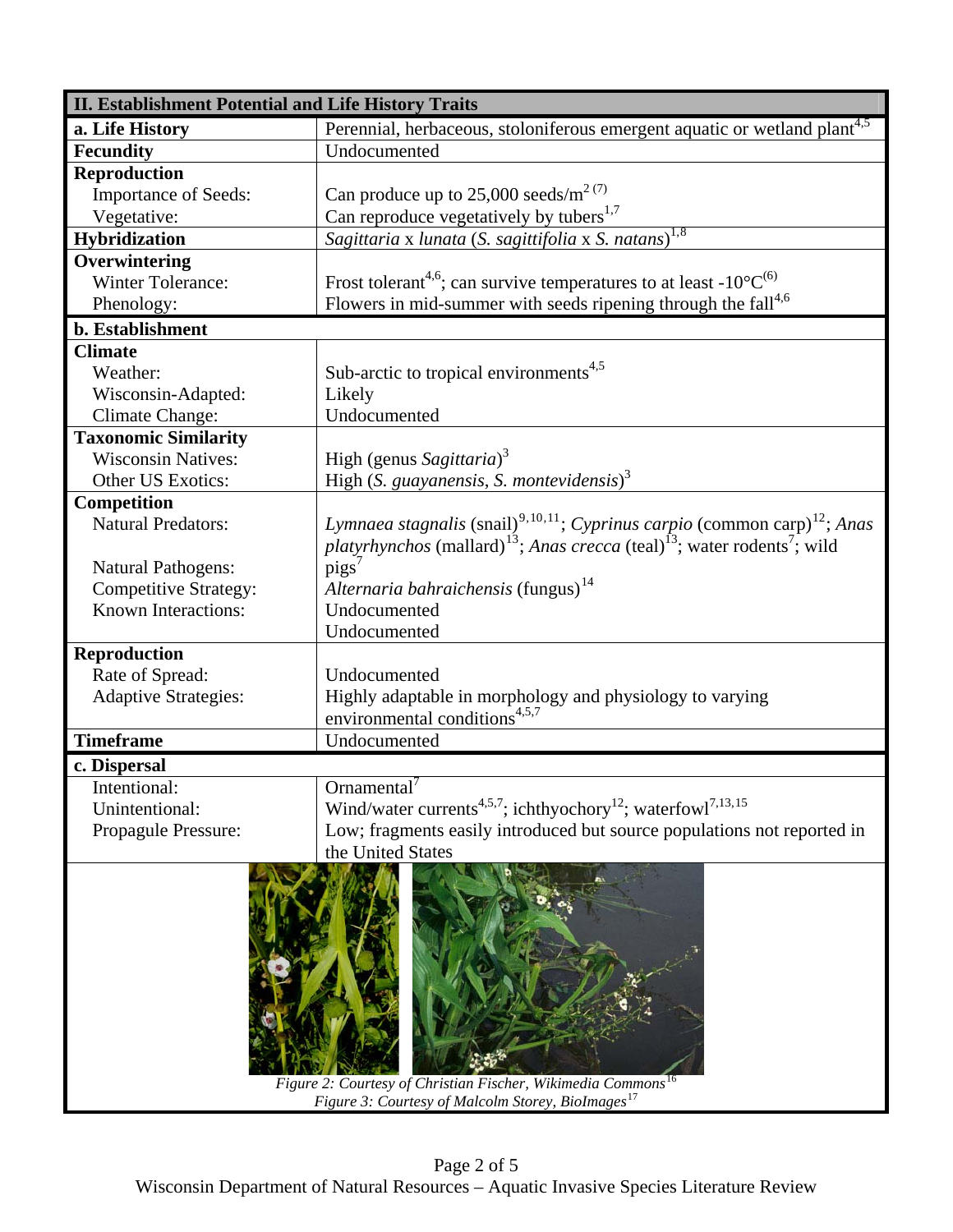| II. Establishment Potential and Life History Traits | |
|---|---|
| **a. Life History** | Perennial, herbaceous, stoloniferous emergent aquatic or wetland plant[4,5] |
| **Fecundity** | Undocumented |
| **Reproduction** | |
| Importance of Seeds: | Can produce up to 25,000 seeds/$m^2$ [(7)] |
| Vegetative: | Can reproduce vegetatively by tubers[1,7] |
| **Hybridization** | *Sagittaria* x *lunata* (*S. sagittifolia* x *S. natans*)[1,8] |
| **Overwintering** | |
| Winter Tolerance: | Frost tolerant[4,6]; can survive temperatures to at least -10°C[(6)] |
| Phenology: | Flowers in mid-summer with seeds ripening through the fall[4,6] |
| **b. Establishment** | |
| **Climate** | |
| Weather: | Sub-arctic to tropical environments[4,5] |
| Wisconsin-Adapted: | Likely |
| Climate Change: | Undocumented |
| **Taxonomic Similarity** | |
| Wisconsin Natives: | High (genus *Sagittaria*)[3] |
| Other US Exotics: | High (*S. guayanensis*, *S. montevidensis*)[3] |
| **Competition** | |
| Natural Predators: | *Lymnaea stagnalis* (snail)[9,10,11]; *Cyprinus carpio* (common carp)[12]; *Anas platyrhynchos* (mallard)[13]; *Anas crecca* (teal)[13]; water rodents[7]; wild pigs[7] |
| Natural Pathogens: | *Alternaria bahraichensis* (fungus)[14] |
| Competitive Strategy: | Undocumented |
| Known Interactions: | Undocumented |
| **Reproduction** | |
| Rate of Spread: | Undocumented |
| Adaptive Strategies: | Highly adaptable in morphology and physiology to varying environmental conditions[4,5,7] |
| **Timeframe** | Undocumented |
| **c. Dispersal** | |
| Intentional: | Ornamental[7] |
| Unintentional: | Wind/water currents[4,5,7]; ichthyochory[12]; waterfowl[7,13,15] |
| Propagule Pressure: | Low; fragments easily introduced but source populations not reported in the United States |

*Figure 2: Courtesy of Christian Fischer, Wikimedia Commons*[16]
*Figure 3: Courtesy of Malcolm Storey, BioImages*[17]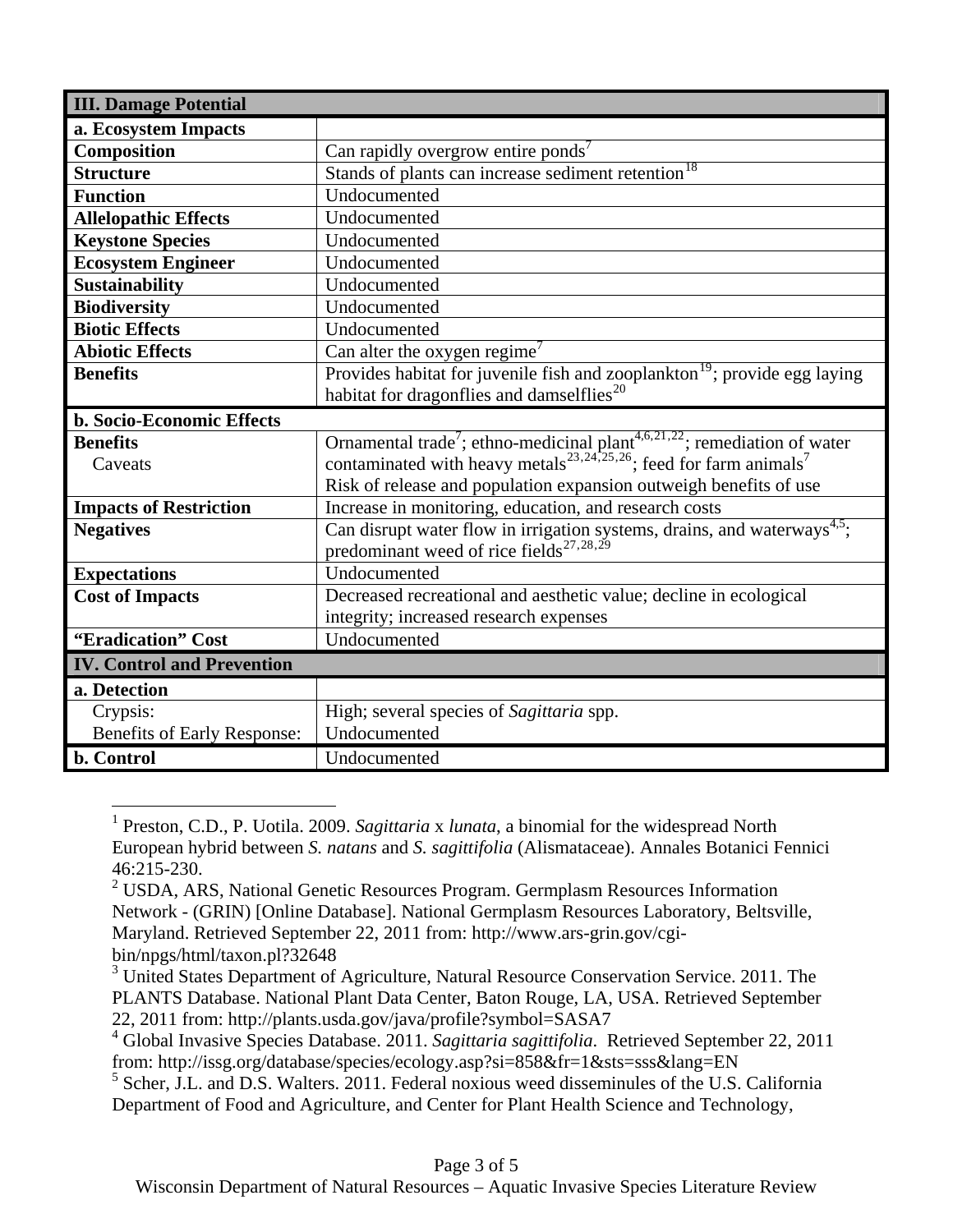| **III. Damage Potential** | |
|---|---|
| **a. Ecosystem Impacts** | |
| **Composition** | Can rapidly overgrow entire ponds[7] |
| **Structure** | Stands of plants can increase sediment retention[18] |
| **Function** | Undocumented |
| **Allelopathic Effects** | Undocumented |
| **Keystone Species** | Undocumented |
| **Ecosystem Engineer** | Undocumented |
| **Sustainability** | Undocumented |
| **Biodiversity** | Undocumented |
| **Biotic Effects** | Undocumented |
| **Abiotic Effects** | Can alter the oxygen regime[7] |
| **Benefits** | Provides habitat for juvenile fish and zooplankton[19]; provide egg laying habitat for dragonflies and damselflies[20] |
| **b. Socio-Economic Effects** | |
| **Benefits** | Ornamental trade[7]; ethno-medicinal plant[4,6,21,22]; remediation of water contaminated with heavy metals[23,24,25,26]; feed for farm animals[7] |
| Caveats | Risk of release and population expansion outweigh benefits of use |
| **Impacts of Restriction** | Increase in monitoring, education, and research costs |
| **Negatives** | Can disrupt water flow in irrigation systems, drains, and waterways[4,5]; predominant weed of rice fields[27,28,29] |
| **Expectations** | Undocumented |
| **Cost of Impacts** | Decreased recreational and aesthetic value; decline in ecological integrity; increased research expenses |
| **"Eradication" Cost** | Undocumented |
| **IV. Control and Prevention** | |
| **a. Detection** | |
| Crypsis: | High; several species of *Sagittaria* spp. |
| Benefits of Early Response: | Undocumented |
| **b. Control** | Undocumented |

[1] Preston, C.D., P. Uotila. 2009. *Sagittaria* x *lunata*, a binomial for the widespread North European hybrid between *S. natans* and *S. sagittifolia* (Alismataceae). Annales Botanici Fennici 46:215-230.

[2] USDA, ARS, National Genetic Resources Program. Germplasm Resources Information Network - (GRIN) [Online Database]. National Germplasm Resources Laboratory, Beltsville, Maryland. Retrieved September 22, 2011 from: http://www.ars-grin.gov/cgi-bin/npgs/html/taxon.pl?32648

[3] United States Department of Agriculture, Natural Resource Conservation Service. 2011. The PLANTS Database. National Plant Data Center, Baton Rouge, LA, USA. Retrieved September 22, 2011 from: http://plants.usda.gov/java/profile?symbol=SASA7

[4] Global Invasive Species Database. 2011. *Sagittaria sagittifolia*. Retrieved September 22, 2011 from: http://issg.org/database/species/ecology.asp?si=858&fr=1&sts=sss&lang=EN

[5] Scher, J.L. and D.S. Walters. 2011. Federal noxious weed disseminules of the U.S. California Department of Food and Agriculture, and Center for Plant Health Science and Technology,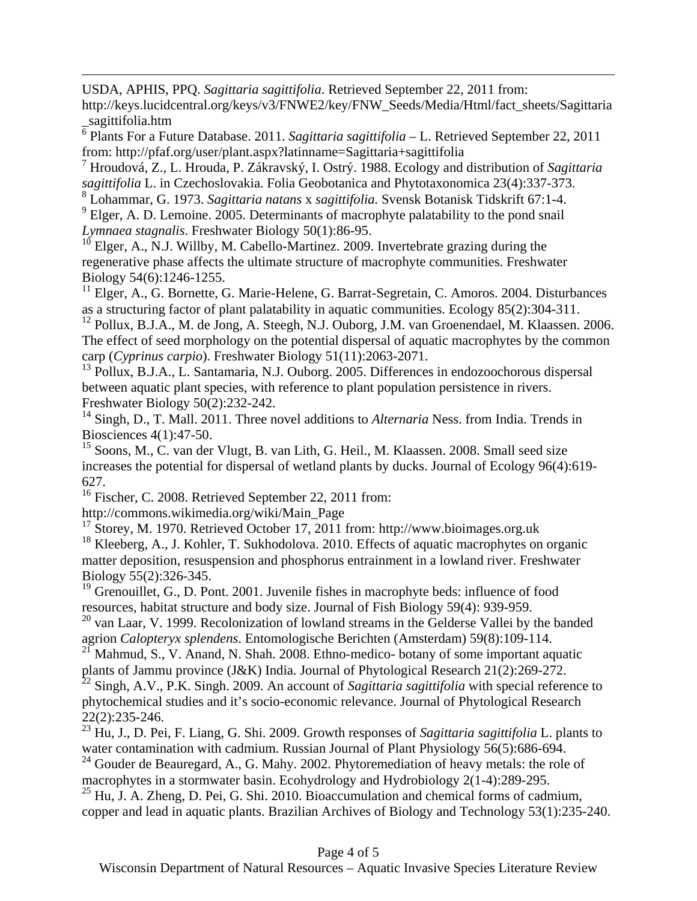USDA, APHIS, PPQ. *Sagittaria sagittifolia*. Retrieved September 22, 2011 from: http://keys.lucidcentral.org/keys/v3/FNWE2/key/FNW_Seeds/Media/Html/fact_sheets/Sagittaria_sagittifolia.htm

[6] Plants For a Future Database. 2011. *Sagittaria sagittifolia* – L. Retrieved September 22, 2011 from: http://pfaf.org/user/plant.aspx?latinname=Sagittaria+sagittifolia

[7] Hroudová, Z., L. Hrouda, P. Zákravský, I. Ostrý. 1988. Ecology and distribution of *Sagittaria sagittifolia* L. in Czechoslovakia. Folia Geobotanica and Phytotaxonomica 23(4):337-373.

[8] Lohammar, G. 1973. *Sagittaria natans* x *sagittifolia*. Svensk Botanisk Tidskrift 67:1-4.

[9] Elger, A. D. Lemoine. 2005. Determinants of macrophyte palatability to the pond snail *Lymnaea stagnalis*. Freshwater Biology 50(1):86-95.

[10] Elger, A., N.J. Willby, M. Cabello-Martinez. 2009. Invertebrate grazing during the regenerative phase affects the ultimate structure of macrophyte communities. Freshwater Biology 54(6):1246-1255.

[11] Elger, A., G. Bornette, G. Marie-Helene, G. Barrat-Segretain, C. Amoros. 2004. Disturbances as a structuring factor of plant palatability in aquatic communities. Ecology 85(2):304-311.

[12] Pollux, B.J.A., M. de Jong, A. Steegh, N.J. Ouborg, J.M. van Groenendael, M. Klaassen. 2006. The effect of seed morphology on the potential dispersal of aquatic macrophytes by the common carp (*Cyprinus carpio*). Freshwater Biology 51(11):2063-2071.

[13] Pollux, B.J.A., L. Santamaria, N.J. Ouborg. 2005. Differences in endozoochorous dispersal between aquatic plant species, with reference to plant population persistence in rivers. Freshwater Biology 50(2):232-242.

[14] Singh, D., T. Mall. 2011. Three novel additions to *Alternaria* Ness. from India. Trends in Biosciences 4(1):47-50.

[15] Soons, M., C. van der Vlugt, B. van Lith, G. Heil., M. Klaassen. 2008. Small seed size increases the potential for dispersal of wetland plants by ducks. Journal of Ecology 96(4):619-627.

[16] Fischer, C. 2008. Retrieved September 22, 2011 from: http://commons.wikimedia.org/wiki/Main_Page

[17] Storey, M. 1970. Retrieved October 17, 2011 from: http://www.bioimages.org.uk

[18] Kleeberg, A., J. Kohler, T. Sukhodolova. 2010. Effects of aquatic macrophytes on organic matter deposition, resuspension and phosphorus entrainment in a lowland river. Freshwater Biology 55(2):326-345.

[19] Grenouillet, G., D. Pont. 2001. Juvenile fishes in macrophyte beds: influence of food resources, habitat structure and body size. Journal of Fish Biology 59(4): 939-959.

[20] van Laar, V. 1999. Recolonization of lowland streams in the Gelderse Vallei by the banded agrion *Calopteryx splendens*. Entomologische Berichten (Amsterdam) 59(8):109-114.

[21] Mahmud, S., V. Anand, N. Shah. 2008. Ethno-medico- botany of some important aquatic plants of Jammu province (J&K) India. Journal of Phytological Research 21(2):269-272.

[22] Singh, A.V., P.K. Singh. 2009. An account of *Sagittaria sagittifolia* with special reference to phytochemical studies and it's socio-economic relevance. Journal of Phytological Research 22(2):235-246.

[23] Hu, J., D. Pei, F. Liang, G. Shi. 2009. Growth responses of *Sagittaria sagittifolia* L. plants to water contamination with cadmium. Russian Journal of Plant Physiology 56(5):686-694.

[24] Gouder de Beauregard, A., G. Mahy. 2002. Phytoremediation of heavy metals: the role of macrophytes in a stormwater basin. Ecohydrology and Hydrobiology 2(1-4):289-295.

[25] Hu, J. A. Zheng, D. Pei, G. Shi. 2010. Bioaccumulation and chemical forms of cadmium, copper and lead in aquatic plants. Brazilian Archives of Biology and Technology 53(1):235-240.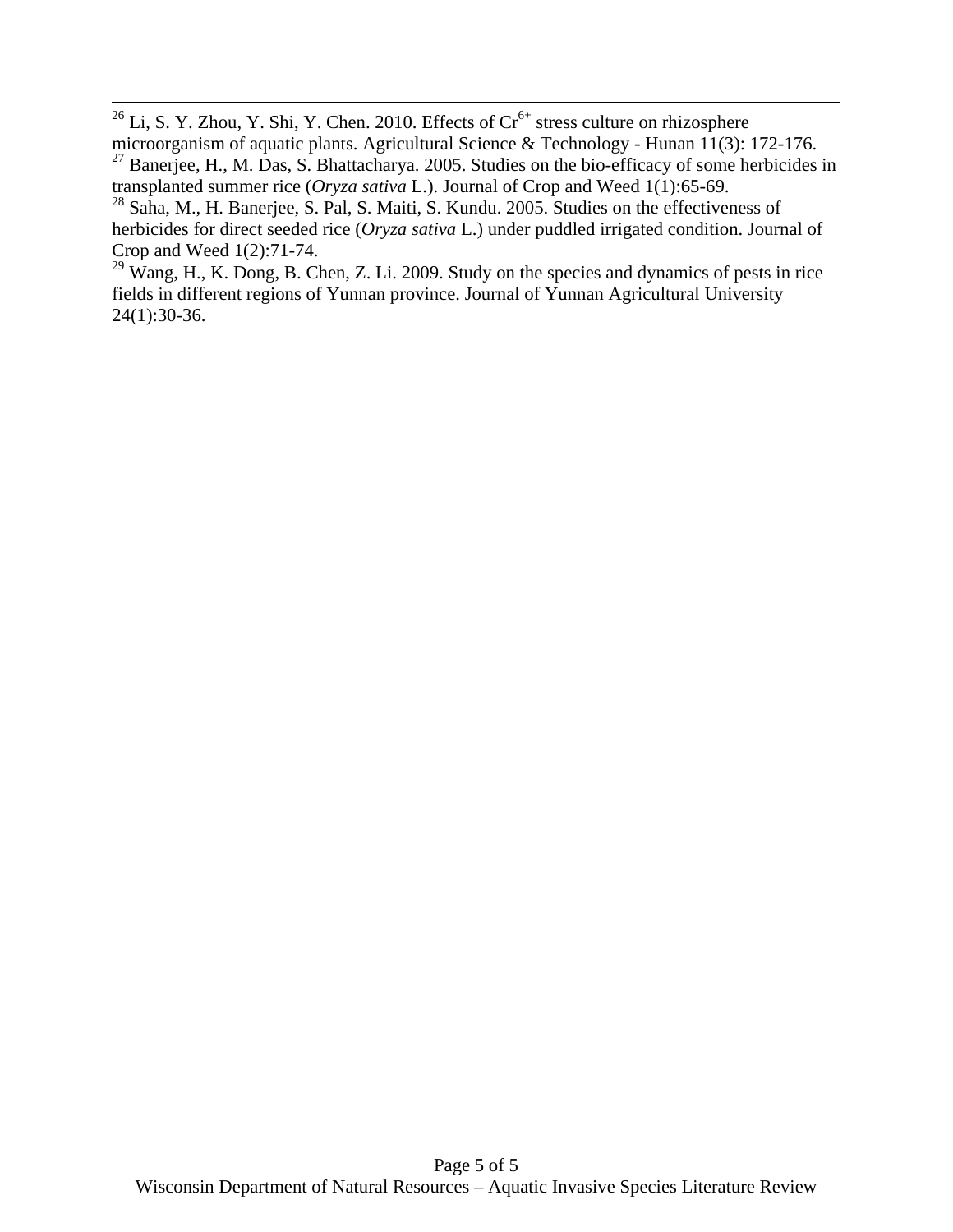[26] Li, S. Y. Zhou, Y. Shi, Y. Chen. 2010. Effects of $Cr^{6+}$ stress culture on rhizosphere microorganism of aquatic plants. Agricultural Science & Technology - Hunan 11(3): 172-176.

[27] Banerjee, H., M. Das, S. Bhattacharya. 2005. Studies on the bio-efficacy of some herbicides in transplanted summer rice (*Oryza sativa* L.). Journal of Crop and Weed 1(1):65-69.

[28] Saha, M., H. Banerjee, S. Pal, S. Maiti, S. Kundu. 2005. Studies on the effectiveness of herbicides for direct seeded rice (*Oryza sativa* L.) under puddled irrigated condition. Journal of Crop and Weed 1(2):71-74.

[29] Wang, H., K. Dong, B. Chen, Z. Li. 2009. Study on the species and dynamics of pests in rice fields in different regions of Yunnan province. Journal of Yunnan Agricultural University 24(1):30-36.